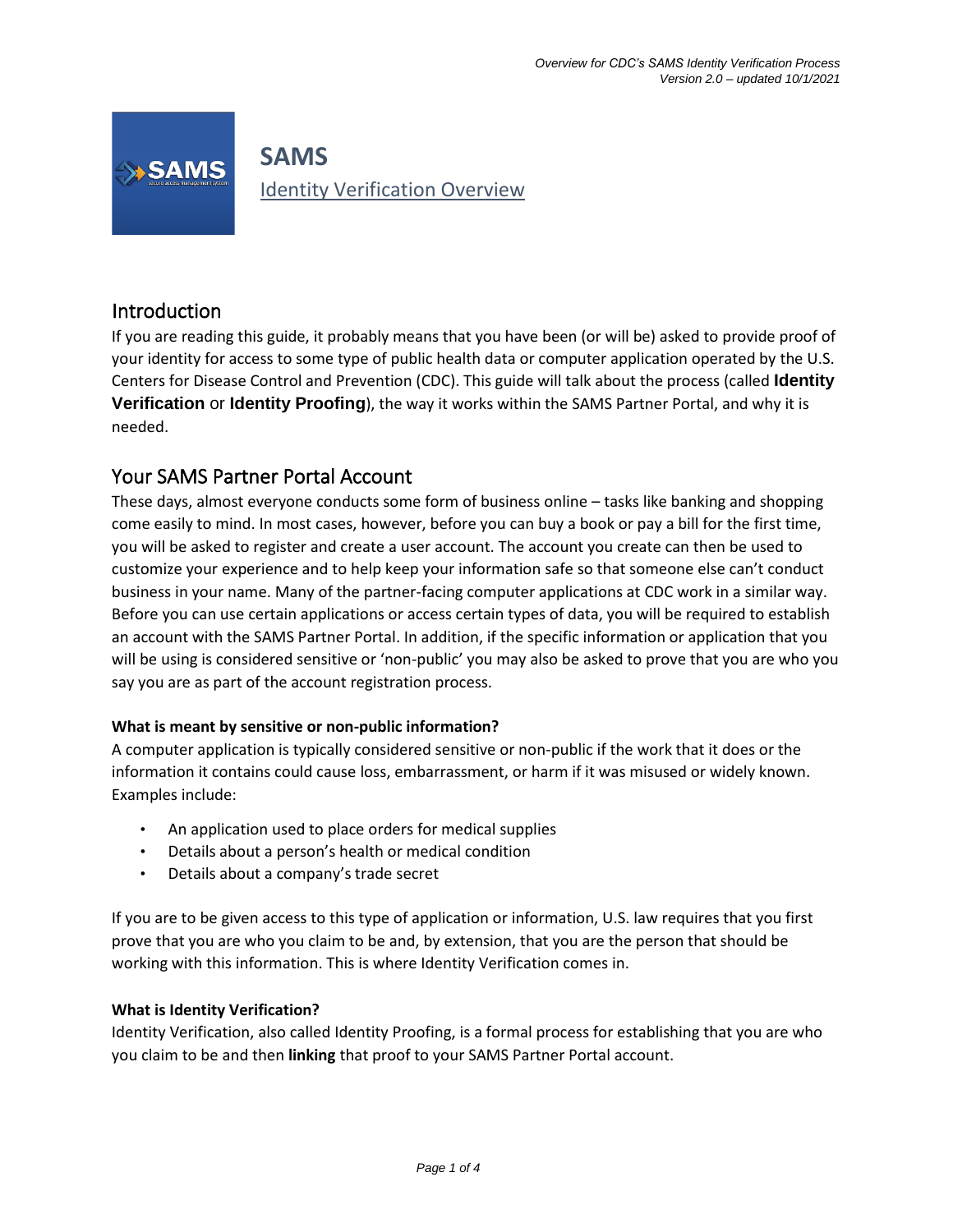# SAMS

Identity Verification Overview

## Introduction

If you are reading this guide, it probably means that you have been (or will be) asked to provide proof of your identity for access to some type of public health data or computer application operated by the U.S. Centers for Disease Control and Prevention (CDC). This guide will talk about the process (called **Identity Verification** or **Identity Proofing**), the way it works within the SAMS Partner Portal, and why it is needed.

## Your SAMS Partner Portal Account

These days, almost everyone conducts some form of business online – tasks like banking and shopping come easily to mind. In most cases, however, before you can buy a book or pay a bill for the first time, you will be asked to register and create a user account. The account you create can then be used to customize your experience and to help keep your information safe so that someone else can't conduct business in your name. Many of the partner-facing computer applications at CDC work in a similar way. Before you can use certain applications or access certain types of data, you will be required to establish an account with the SAMS Partner Portal. In addition, if the specific information or application that you will be using is considered sensitive or 'non-public' you may also be asked to prove that you are who you say you are as part of the account registration process.

### What is meant by sensitive or non-public information?

A computer application is typically considered sensitive or non-public if the work that it does or the information it contains could cause loss, embarrassment, or harm if it was misused or widely known. Examples include:

- An application used to place orders for medical supplies
- Details about a person's health or medical condition
- Details about a company's trade secret

If you are to be given access to this type of application or information, U.S. law requires that you first prove that you are who you claim to be and, by extension, that you are the person that should be working with this information. This is where Identity Verification comes in.

### What is Identity Verification?

Identity Verification, also called Identity Proofing, is a formal process for establishing that you are who you claim to be and then **linking** that proof to your SAMS Partner Portal account.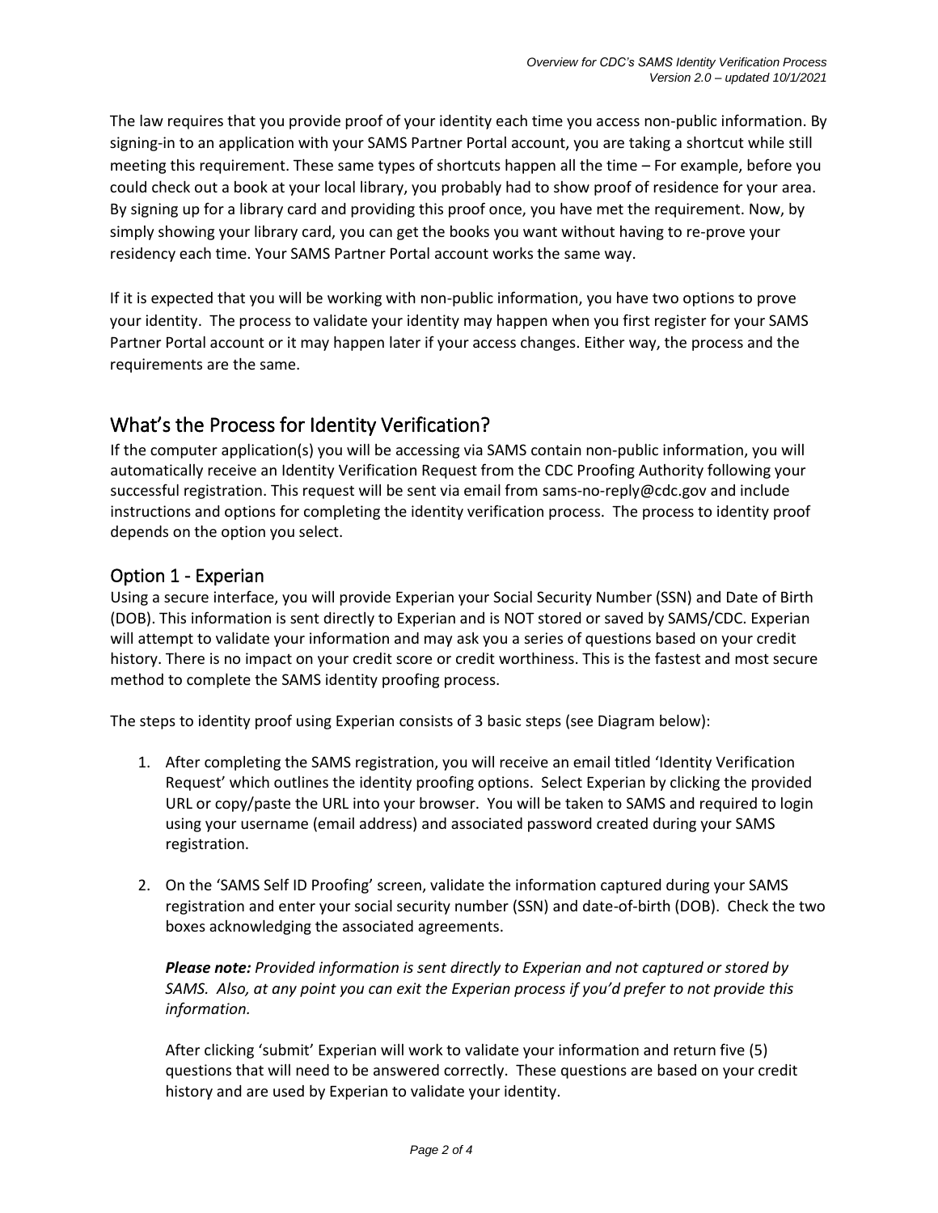The law requires that you provide proof of your identity each time you access non-public information. By signing-in to an application with your SAMS Partner Portal account, you are taking a shortcut while still meeting this requirement. These same types of shortcuts happen all the time – For example, before you could check out a book at your local library, you probably had to show proof of residence for your area. By signing up for a library card and providing this proof once, you have met the requirement. Now, by simply showing your library card, you can get the books you want without having to re-prove your residency each time. Your SAMS Partner Portal account works the same way.

If it is expected that you will be working with non-public information, you have two options to prove your identity. The process to validate your identity may happen when you first register for your SAMS Partner Portal account or it may happen later if your access changes. Either way, the process and the requirements are the same.

## What's the Process for Identity Verification?

If the computer application(s) you will be accessing via SAMS contain non-public information, you will automatically receive an Identity Verification Request from the CDC Proofing Authority following your successful registration. This request will be sent via email from sams-no-reply@cdc.gov and include instructions and options for completing the identity verification process. The process to identity proof depends on the option you select.

### Option 1 - Experian

Using a secure interface, you will provide Experian your Social Security Number (SSN) and Date of Birth (DOB). This information is sent directly to Experian and is NOT stored or saved by SAMS/CDC. Experian will attempt to validate your information and may ask you a series of questions based on your credit history. There is no impact on your credit score or credit worthiness. This is the fastest and most secure method to complete the SAMS identity proofing process.

The steps to identity proof using Experian consists of 3 basic steps (see Diagram below):

1. After completing the SAMS registration, you will receive an email titled 'Identity Verification Request' which outlines the identity proofing options. Select Experian by clicking the provided URL or copy/paste the URL into your browser. You will be taken to SAMS and required to login using your username (email address) and associated password created during your SAMS registration.

2. On the 'SAMS Self ID Proofing' screen, validate the information captured during your SAMS registration and enter your social security number (SSN) and date-of-birth (DOB). Check the two boxes acknowledging the associated agreements.

   ***Please note:*** *Provided information is sent directly to Experian and not captured or stored by SAMS. Also, at any point you can exit the Experian process if you'd prefer to not provide this information.*

   After clicking 'submit' Experian will work to validate your information and return five (5) questions that will need to be answered correctly. These questions are based on your credit history and are used by Experian to validate your identity.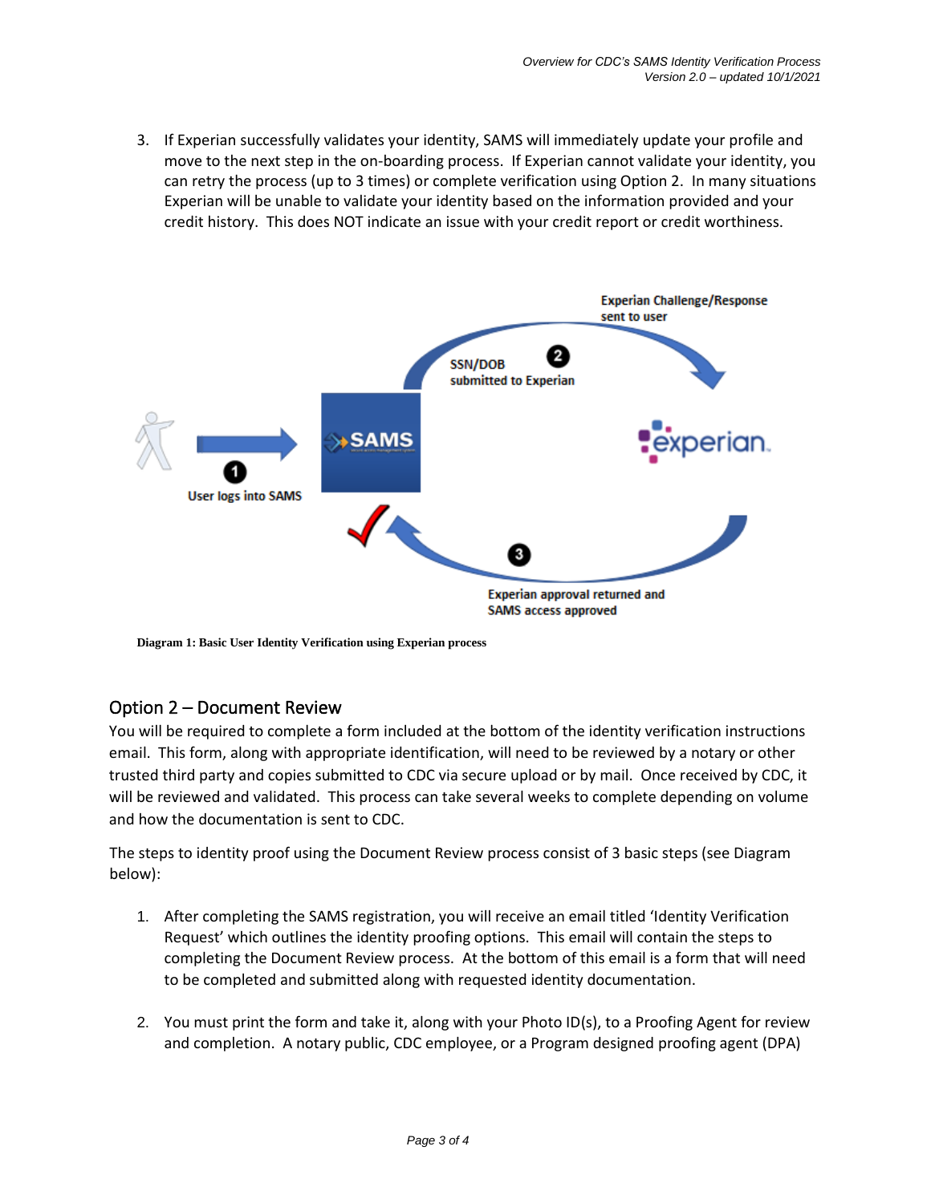3. If Experian successfully validates your identity, SAMS will immediately update your profile and move to the next step in the on-boarding process. If Experian cannot validate your identity, you can retry the process (up to 3 times) or complete verification using Option 2. In many situations Experian will be unable to validate your identity based on the information provided and your credit history. This does NOT indicate an issue with your credit report or credit worthiness.

Experian Challenge/Response sent to user

SSN/DOB submitted to Experian

User logs into SAMS

Experian approval returned and SAMS access approved

**Diagram 1: Basic User Identity Verification using Experian process**

## Option 2 – Document Review

You will be required to complete a form included at the bottom of the identity verification instructions email. This form, along with appropriate identification, will need to be reviewed by a notary or other trusted third party and copies submitted to CDC via secure upload or by mail. Once received by CDC, it will be reviewed and validated. This process can take several weeks to complete depending on volume and how the documentation is sent to CDC.

The steps to identity proof using the Document Review process consist of 3 basic steps (see Diagram below):

1. After completing the SAMS registration, you will receive an email titled 'Identity Verification Request' which outlines the identity proofing options. This email will contain the steps to completing the Document Review process. At the bottom of this email is a form that will need to be completed and submitted along with requested identity documentation.

2. You must print the form and take it, along with your Photo ID(s), to a Proofing Agent for review and completion. A notary public, CDC employee, or a Program designed proofing agent (DPA)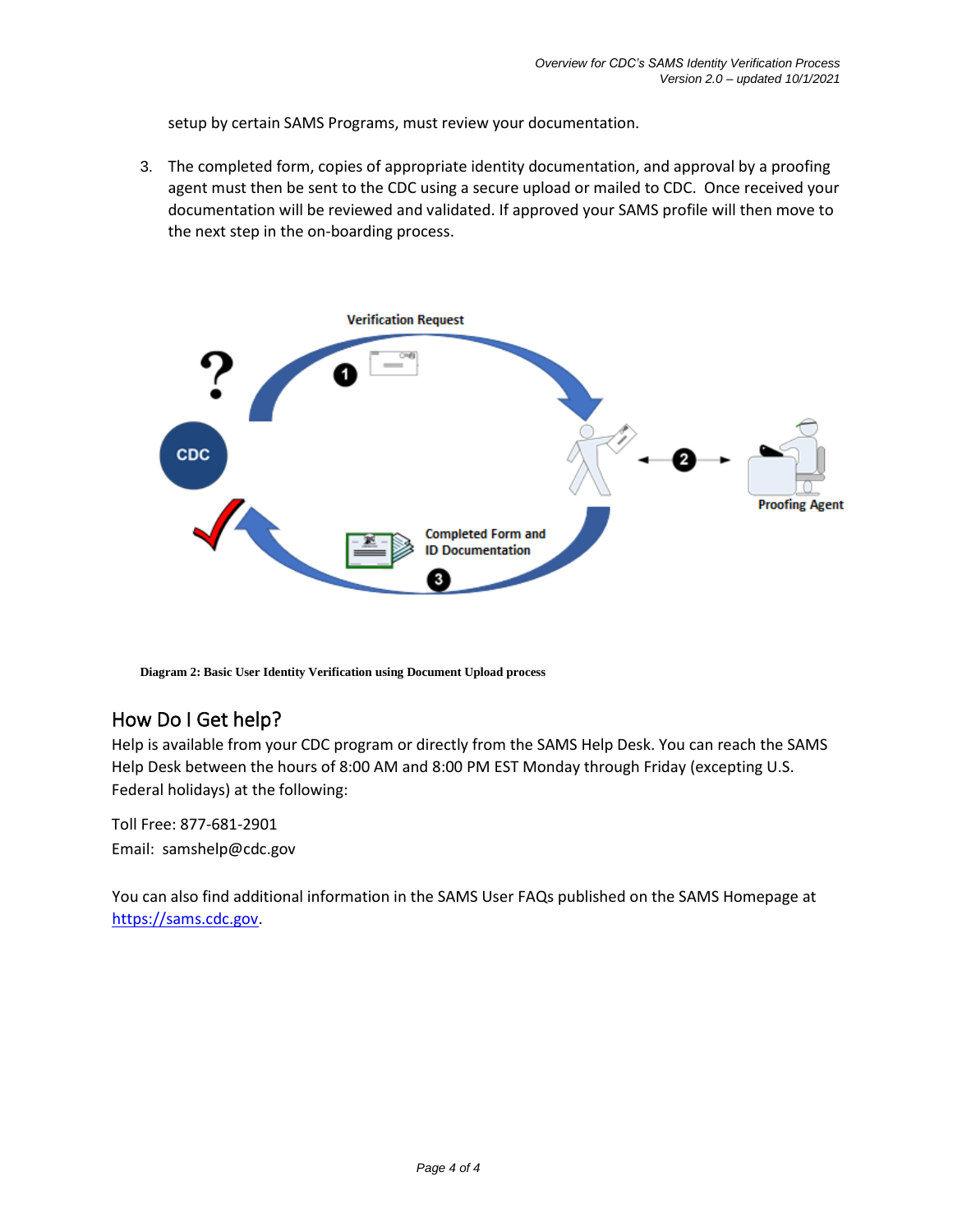setup by certain SAMS Programs, must review your documentation.

3. The completed form, copies of appropriate identity documentation, and approval by a proofing agent must then be sent to the CDC using a secure upload or mailed to CDC. Once received your documentation will be reviewed and validated. If approved your SAMS profile will then move to the next step in the on-boarding process.

Verification Request

CDC

Proofing Agent

Completed Form and ID Documentation

**Diagram 2: Basic User Identity Verification using Document Upload process**

## How Do I Get help?

Help is available from your CDC program or directly from the SAMS Help Desk. You can reach the SAMS Help Desk between the hours of 8:00 AM and 8:00 PM EST Monday through Friday (excepting U.S. Federal holidays) at the following:

Toll Free: 877-681-2901
Email: samshelp@cdc.gov

You can also find additional information in the SAMS User FAQs published on the SAMS Homepage at [https://sams.cdc.gov](https://sams.cdc.gov).